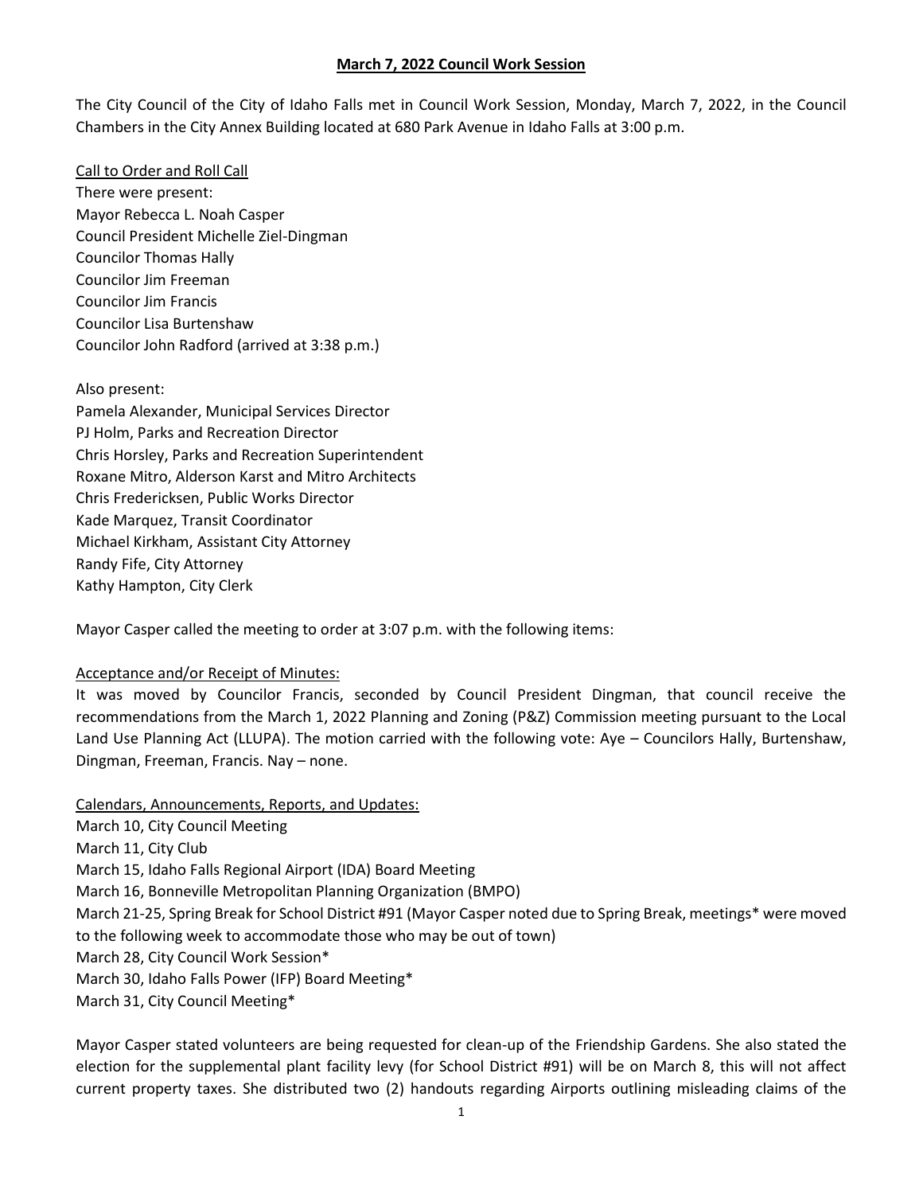# March 7, 2022 Council Work Session

The City Council of the City of Idaho Falls met in Council Work Session, Monday, March 7, 2022, in the Council Chambers in the City Annex Building located at 680 Park Avenue in Idaho Falls at 3:00 p.m.

Call to Order and Roll Call

There were present:
Mayor Rebecca L. Noah Casper
Council President Michelle Ziel-Dingman
Councilor Thomas Hally
Councilor Jim Freeman
Councilor Jim Francis
Councilor Lisa Burtenshaw
Councilor John Radford (arrived at 3:38 p.m.)

Also present:
Pamela Alexander, Municipal Services Director
PJ Holm, Parks and Recreation Director
Chris Horsley, Parks and Recreation Superintendent
Roxane Mitro, Alderson Karst and Mitro Architects
Chris Fredericksen, Public Works Director
Kade Marquez, Transit Coordinator
Michael Kirkham, Assistant City Attorney
Randy Fife, City Attorney
Kathy Hampton, City Clerk

Mayor Casper called the meeting to order at 3:07 p.m. with the following items:

Acceptance and/or Receipt of Minutes:

It was moved by Councilor Francis, seconded by Council President Dingman, that council receive the recommendations from the March 1, 2022 Planning and Zoning (P&Z) Commission meeting pursuant to the Local Land Use Planning Act (LLUPA). The motion carried with the following vote: Aye – Councilors Hally, Burtenshaw, Dingman, Freeman, Francis. Nay – none.

Calendars, Announcements, Reports, and Updates:

March 10, City Council Meeting
March 11, City Club
March 15, Idaho Falls Regional Airport (IDA) Board Meeting
March 16, Bonneville Metropolitan Planning Organization (BMPO)
March 21-25, Spring Break for School District #91 (Mayor Casper noted due to Spring Break, meetings* were moved to the following week to accommodate those who may be out of town)
March 28, City Council Work Session*
March 30, Idaho Falls Power (IFP) Board Meeting*
March 31, City Council Meeting*

Mayor Casper stated volunteers are being requested for clean-up of the Friendship Gardens. She also stated the election for the supplemental plant facility levy (for School District #91) will be on March 8, this will not affect current property taxes. She distributed two (2) handouts regarding Airports outlining misleading claims of the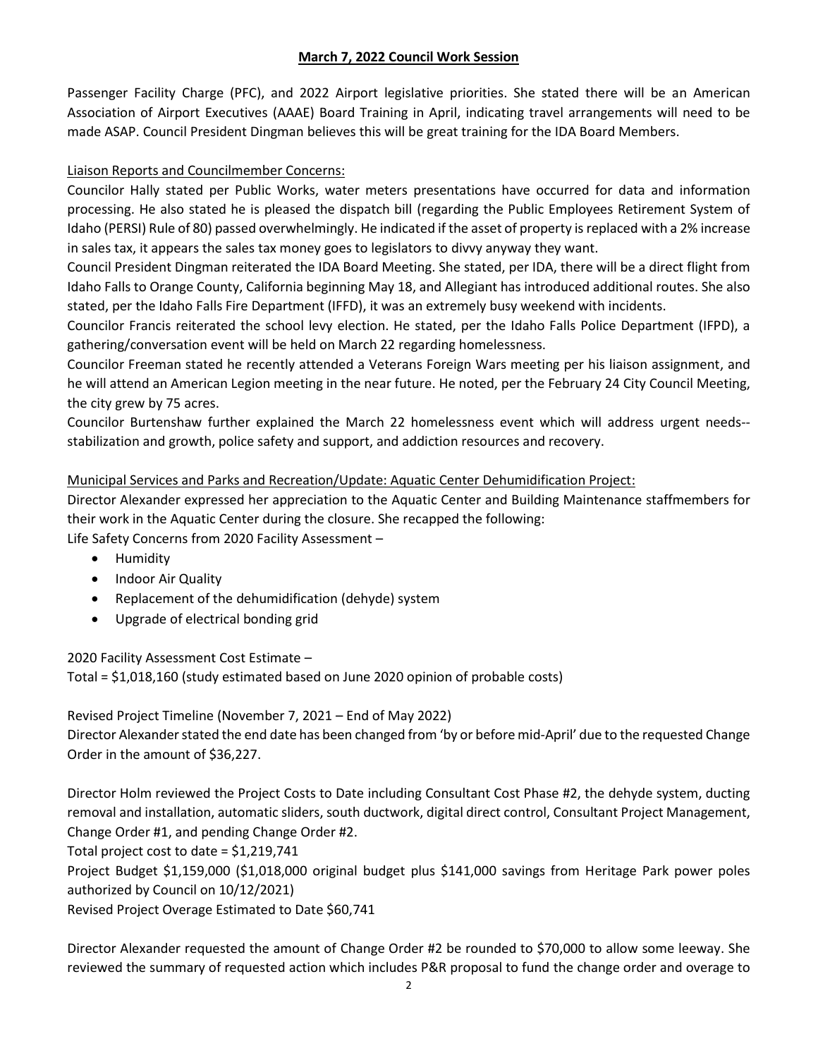Passenger Facility Charge (PFC), and 2022 Airport legislative priorities. She stated there will be an American Association of Airport Executives (AAAE) Board Training in April, indicating travel arrangements will need to be made ASAP. Council President Dingman believes this will be great training for the IDA Board Members.

Liaison Reports and Councilmember Concerns:

Councilor Hally stated per Public Works, water meters presentations have occurred for data and information processing. He also stated he is pleased the dispatch bill (regarding the Public Employees Retirement System of Idaho (PERSI) Rule of 80) passed overwhelmingly. He indicated if the asset of property is replaced with a 2% increase in sales tax, it appears the sales tax money goes to legislators to divvy anyway they want.

Council President Dingman reiterated the IDA Board Meeting. She stated, per IDA, there will be a direct flight from Idaho Falls to Orange County, California beginning May 18, and Allegiant has introduced additional routes. She also stated, per the Idaho Falls Fire Department (IFFD), it was an extremely busy weekend with incidents.

Councilor Francis reiterated the school levy election. He stated, per the Idaho Falls Police Department (IFPD), a gathering/conversation event will be held on March 22 regarding homelessness.

Councilor Freeman stated he recently attended a Veterans Foreign Wars meeting per his liaison assignment, and he will attend an American Legion meeting in the near future. He noted, per the February 24 City Council Meeting, the city grew by 75 acres.

Councilor Burtenshaw further explained the March 22 homelessness event which will address urgent needs--stabilization and growth, police safety and support, and addiction resources and recovery.

Municipal Services and Parks and Recreation/Update: Aquatic Center Dehumidification Project:

Director Alexander expressed her appreciation to the Aquatic Center and Building Maintenance staffmembers for their work in the Aquatic Center during the closure. She recapped the following:

Life Safety Concerns from 2020 Facility Assessment –

- Humidity
- Indoor Air Quality
- Replacement of the dehumidification (dehyde) system
- Upgrade of electrical bonding grid

2020 Facility Assessment Cost Estimate –

Total = $1,018,160 (study estimated based on June 2020 opinion of probable costs)

Revised Project Timeline (November 7, 2021 – End of May 2022)

Director Alexander stated the end date has been changed from 'by or before mid-April' due to the requested Change Order in the amount of $36,227.

Director Holm reviewed the Project Costs to Date including Consultant Cost Phase #2, the dehyde system, ducting removal and installation, automatic sliders, south ductwork, digital direct control, Consultant Project Management, Change Order #1, and pending Change Order #2.

Total project cost to date = $1,219,741

Project Budget $1,159,000 ($1,018,000 original budget plus $141,000 savings from Heritage Park power poles authorized by Council on 10/12/2021)

Revised Project Overage Estimated to Date $60,741

Director Alexander requested the amount of Change Order #2 be rounded to $70,000 to allow some leeway. She reviewed the summary of requested action which includes P&R proposal to fund the change order and overage to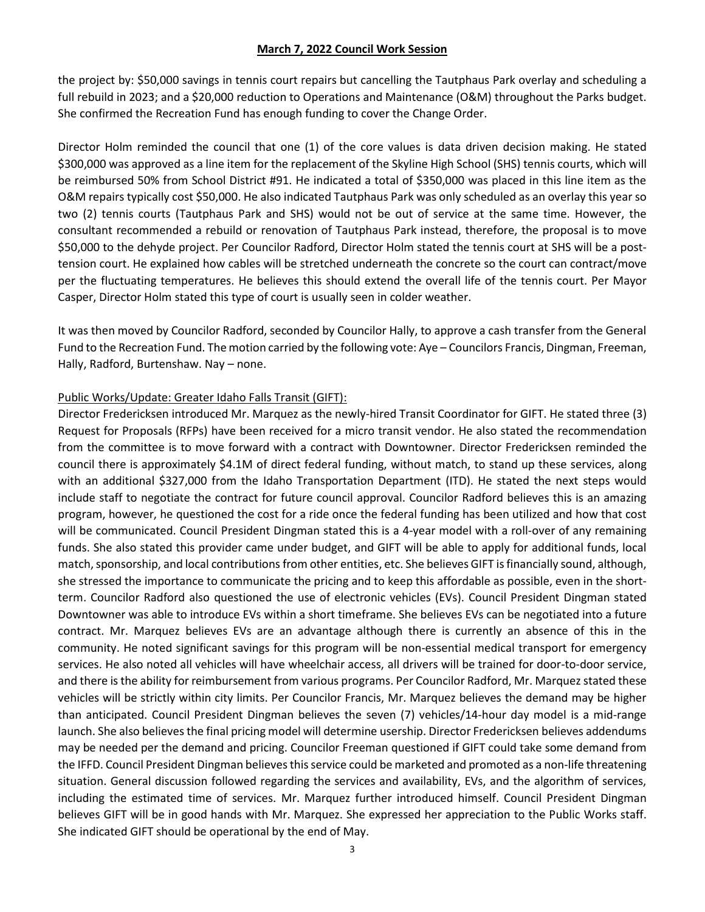the project by: $50,000 savings in tennis court repairs but cancelling the Tautphaus Park overlay and scheduling a full rebuild in 2023; and a $20,000 reduction to Operations and Maintenance (O&M) throughout the Parks budget. She confirmed the Recreation Fund has enough funding to cover the Change Order.

Director Holm reminded the council that one (1) of the core values is data driven decision making. He stated $300,000 was approved as a line item for the replacement of the Skyline High School (SHS) tennis courts, which will be reimbursed 50% from School District #91. He indicated a total of $350,000 was placed in this line item as the O&M repairs typically cost $50,000. He also indicated Tautphaus Park was only scheduled as an overlay this year so two (2) tennis courts (Tautphaus Park and SHS) would not be out of service at the same time. However, the consultant recommended a rebuild or renovation of Tautphaus Park instead, therefore, the proposal is to move $50,000 to the dehyde project. Per Councilor Radford, Director Holm stated the tennis court at SHS will be a post-tension court. He explained how cables will be stretched underneath the concrete so the court can contract/move per the fluctuating temperatures. He believes this should extend the overall life of the tennis court. Per Mayor Casper, Director Holm stated this type of court is usually seen in colder weather.

It was then moved by Councilor Radford, seconded by Councilor Hally, to approve a cash transfer from the General Fund to the Recreation Fund. The motion carried by the following vote: Aye – Councilors Francis, Dingman, Freeman, Hally, Radford, Burtenshaw. Nay – none.

Public Works/Update: Greater Idaho Falls Transit (GIFT):

Director Fredericksen introduced Mr. Marquez as the newly-hired Transit Coordinator for GIFT. He stated three (3) Request for Proposals (RFPs) have been received for a micro transit vendor. He also stated the recommendation from the committee is to move forward with a contract with Downtowner. Director Fredericksen reminded the council there is approximately $4.1M of direct federal funding, without match, to stand up these services, along with an additional $327,000 from the Idaho Transportation Department (ITD). He stated the next steps would include staff to negotiate the contract for future council approval. Councilor Radford believes this is an amazing program, however, he questioned the cost for a ride once the federal funding has been utilized and how that cost will be communicated. Council President Dingman stated this is a 4-year model with a roll-over of any remaining funds. She also stated this provider came under budget, and GIFT will be able to apply for additional funds, local match, sponsorship, and local contributions from other entities, etc. She believes GIFT is financially sound, although, she stressed the importance to communicate the pricing and to keep this affordable as possible, even in the short-term. Councilor Radford also questioned the use of electronic vehicles (EVs). Council President Dingman stated Downtowner was able to introduce EVs within a short timeframe. She believes EVs can be negotiated into a future contract. Mr. Marquez believes EVs are an advantage although there is currently an absence of this in the community. He noted significant savings for this program will be non-essential medical transport for emergency services. He also noted all vehicles will have wheelchair access, all drivers will be trained for door-to-door service, and there is the ability for reimbursement from various programs. Per Councilor Radford, Mr. Marquez stated these vehicles will be strictly within city limits. Per Councilor Francis, Mr. Marquez believes the demand may be higher than anticipated. Council President Dingman believes the seven (7) vehicles/14-hour day model is a mid-range launch. She also believes the final pricing model will determine usership. Director Fredericksen believes addendums may be needed per the demand and pricing. Councilor Freeman questioned if GIFT could take some demand from the IFFD. Council President Dingman believes this service could be marketed and promoted as a non-life threatening situation. General discussion followed regarding the services and availability, EVs, and the algorithm of services, including the estimated time of services. Mr. Marquez further introduced himself. Council President Dingman believes GIFT will be in good hands with Mr. Marquez. She expressed her appreciation to the Public Works staff. She indicated GIFT should be operational by the end of May.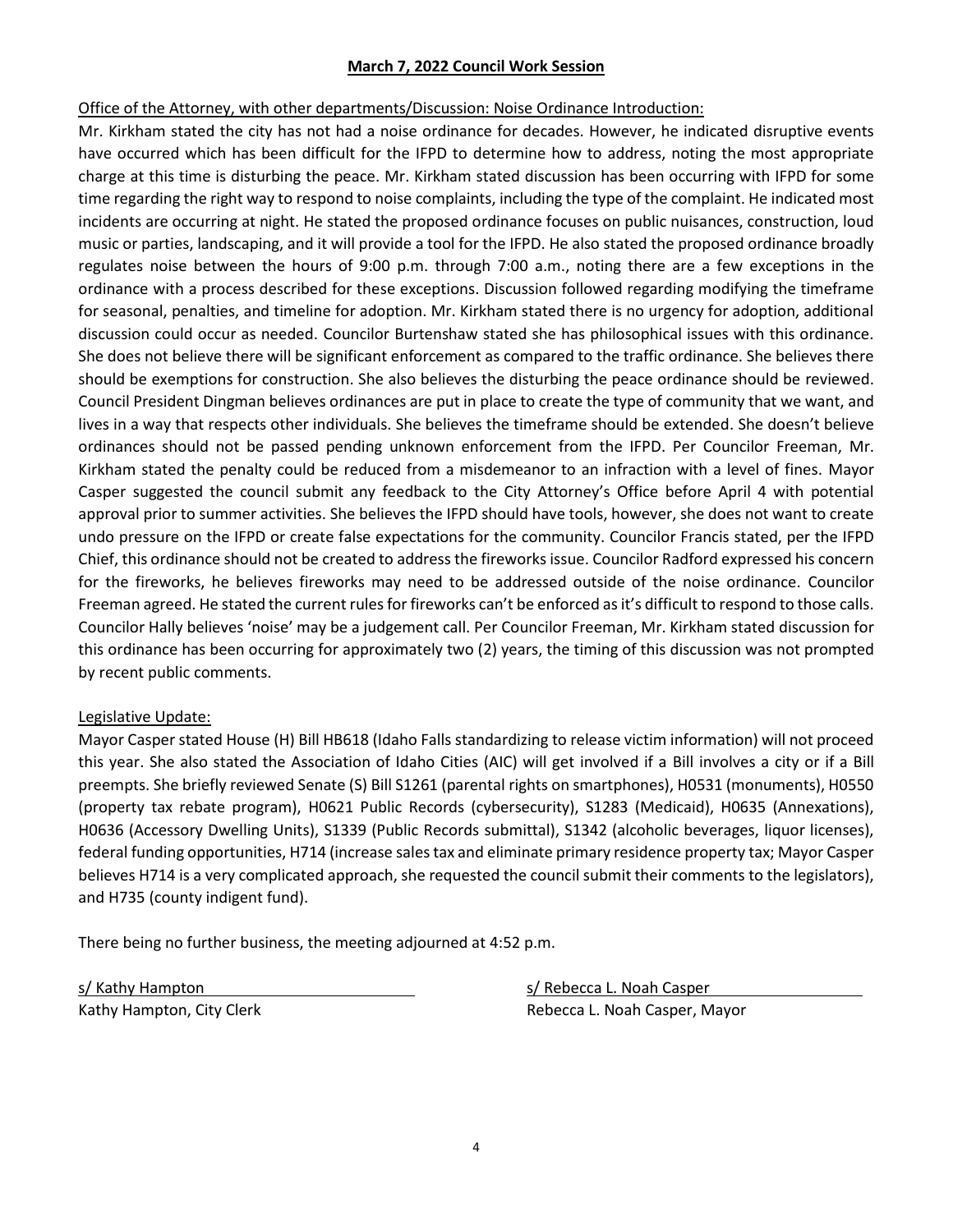**March 7, 2022 Council Work Session**

Office of the Attorney, with other departments/Discussion: Noise Ordinance Introduction:

Mr. Kirkham stated the city has not had a noise ordinance for decades. However, he indicated disruptive events have occurred which has been difficult for the IFPD to determine how to address, noting the most appropriate charge at this time is disturbing the peace. Mr. Kirkham stated discussion has been occurring with IFPD for some time regarding the right way to respond to noise complaints, including the type of the complaint. He indicated most incidents are occurring at night. He stated the proposed ordinance focuses on public nuisances, construction, loud music or parties, landscaping, and it will provide a tool for the IFPD. He also stated the proposed ordinance broadly regulates noise between the hours of 9:00 p.m. through 7:00 a.m., noting there are a few exceptions in the ordinance with a process described for these exceptions. Discussion followed regarding modifying the timeframe for seasonal, penalties, and timeline for adoption. Mr. Kirkham stated there is no urgency for adoption, additional discussion could occur as needed. Councilor Burtenshaw stated she has philosophical issues with this ordinance. She does not believe there will be significant enforcement as compared to the traffic ordinance. She believes there should be exemptions for construction. She also believes the disturbing the peace ordinance should be reviewed. Council President Dingman believes ordinances are put in place to create the type of community that we want, and lives in a way that respects other individuals. She believes the timeframe should be extended. She doesn't believe ordinances should not be passed pending unknown enforcement from the IFPD. Per Councilor Freeman, Mr. Kirkham stated the penalty could be reduced from a misdemeanor to an infraction with a level of fines. Mayor Casper suggested the council submit any feedback to the City Attorney's Office before April 4 with potential approval prior to summer activities. She believes the IFPD should have tools, however, she does not want to create undo pressure on the IFPD or create false expectations for the community. Councilor Francis stated, per the IFPD Chief, this ordinance should not be created to address the fireworks issue. Councilor Radford expressed his concern for the fireworks, he believes fireworks may need to be addressed outside of the noise ordinance. Councilor Freeman agreed. He stated the current rules for fireworks can't be enforced as it's difficult to respond to those calls. Councilor Hally believes 'noise' may be a judgement call. Per Councilor Freeman, Mr. Kirkham stated discussion for this ordinance has been occurring for approximately two (2) years, the timing of this discussion was not prompted by recent public comments.

Legislative Update:

Mayor Casper stated House (H) Bill HB618 (Idaho Falls standardizing to release victim information) will not proceed this year. She also stated the Association of Idaho Cities (AIC) will get involved if a Bill involves a city or if a Bill preempts. She briefly reviewed Senate (S) Bill S1261 (parental rights on smartphones), H0531 (monuments), H0550 (property tax rebate program), H0621 Public Records (cybersecurity), S1283 (Medicaid), H0635 (Annexations), H0636 (Accessory Dwelling Units), S1339 (Public Records submittal), S1342 (alcoholic beverages, liquor licenses), federal funding opportunities, H714 (increase sales tax and eliminate primary residence property tax; Mayor Casper believes H714 is a very complicated approach, she requested the council submit their comments to the legislators), and H735 (county indigent fund).

There being no further business, the meeting adjourned at 4:52 p.m.

s/ Kathy Hampton
Kathy Hampton, City Clerk

s/ Rebecca L. Noah Casper
Rebecca L. Noah Casper, Mayor